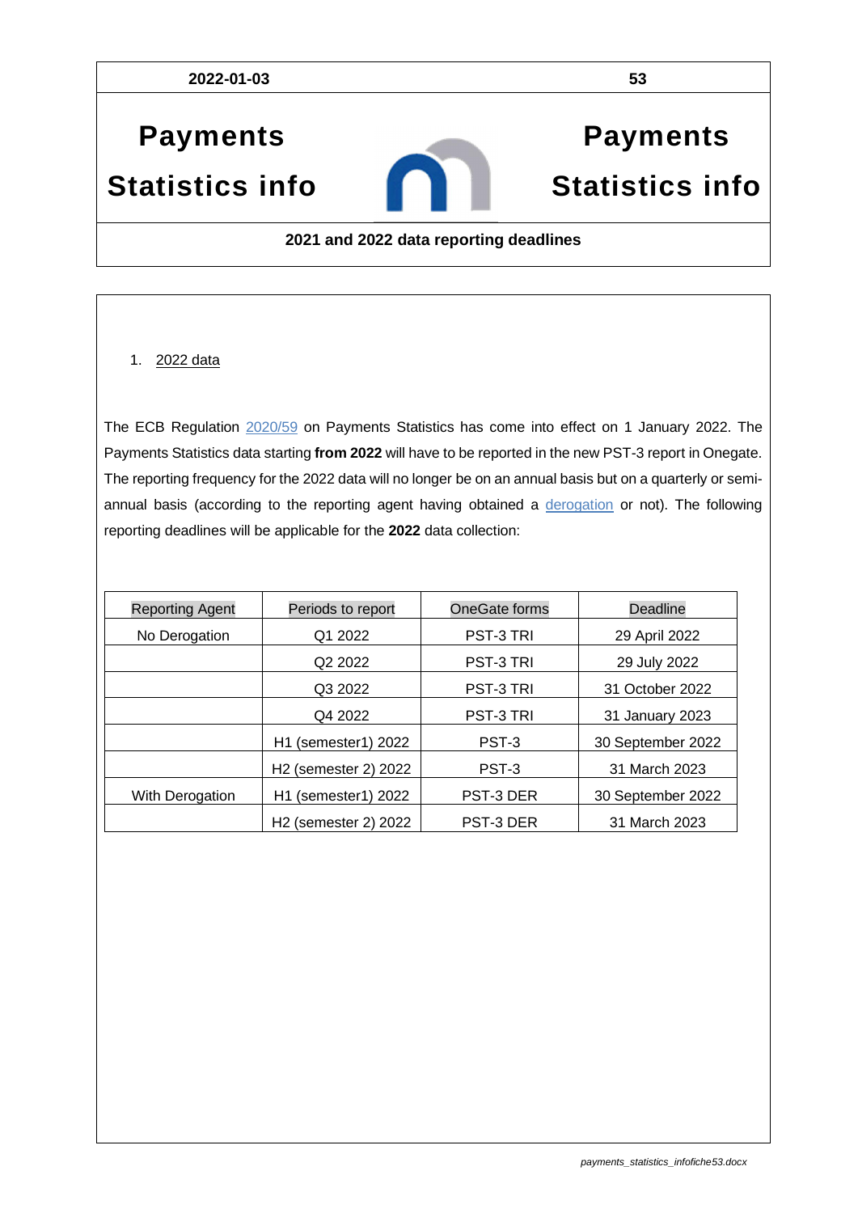2022-01-03 | 53

# Payments Statistics info

**2021 and 2022 data reporting deadlines**

1. 2022 data

The ECB Regulation 2020/59 on Payments Statistics has come into effect on 1 January 2022. The Payments Statistics data starting **from 2022** will have to be reported in the new PST-3 report in Onegate. The reporting frequency for the 2022 data will no longer be on an annual basis but on a quarterly or semi-annual basis (according to the reporting agent having obtained a derogation or not). The following reporting deadlines will be applicable for the **2022** data collection:

| Reporting Agent | Periods to report | OneGate forms | Deadline |
|---|---|---|---|
| No Derogation | Q1 2022 | PST-3 TRI | 29 April 2022 |
| | Q2 2022 | PST-3 TRI | 29 July 2022 |
| | Q3 2022 | PST-3 TRI | 31 October 2022 |
| | Q4 2022 | PST-3 TRI | 31 January 2023 |
| | H1 (semester1) 2022 | PST-3 | 30 September 2022 |
| | H2 (semester 2) 2022 | PST-3 | 31 March 2023 |
| With Derogation | H1 (semester1) 2022 | PST-3 DER | 30 September 2022 |
| | H2 (semester 2) 2022 | PST-3 DER | 31 March 2023 |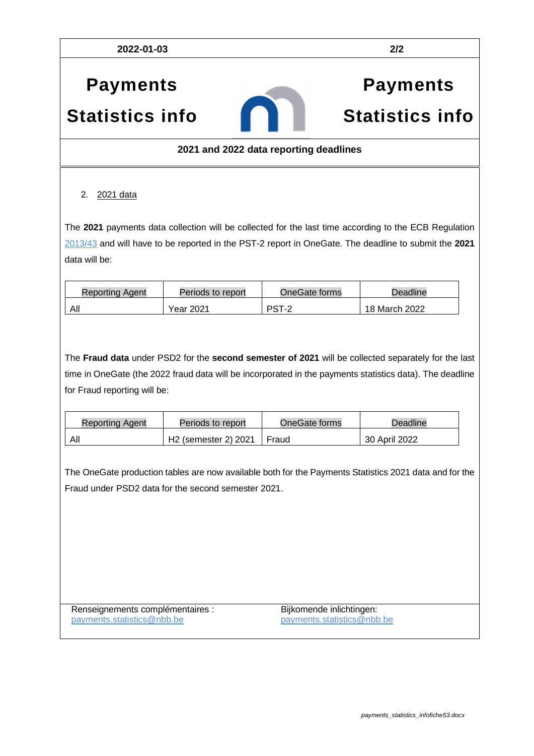# Payments Statistics info

## 2021 and 2022 data reporting deadlines

2. 2021 data

The **2021** payments data collection will be collected for the last time according to the ECB Regulation [2013/43](#) and will have to be reported in the PST-2 report in OneGate. The deadline to submit the **2021** data will be:

| Reporting Agent | Periods to report | OneGate forms | Deadline |
|---|---|---|---|
| All | Year 2021 | PST-2 | 18 March 2022 |

The **Fraud data** under PSD2 for the **second semester of 2021** will be collected separately for the last time in OneGate (the 2022 fraud data will be incorporated in the payments statistics data). The deadline for Fraud reporting will be:

| Reporting Agent | Periods to report | OneGate forms | Deadline |
|---|---|---|---|
| All | H2 (semester 2) 2021 | Fraud | 30 April 2022 |

The OneGate production tables are now available both for the Payments Statistics 2021 data and for the Fraud under PSD2 data for the second semester 2021.

Renseignements complémentaires : payments.statistics@nbb.be

Bijkomende inlichtingen: payments.statistics@nbb.be